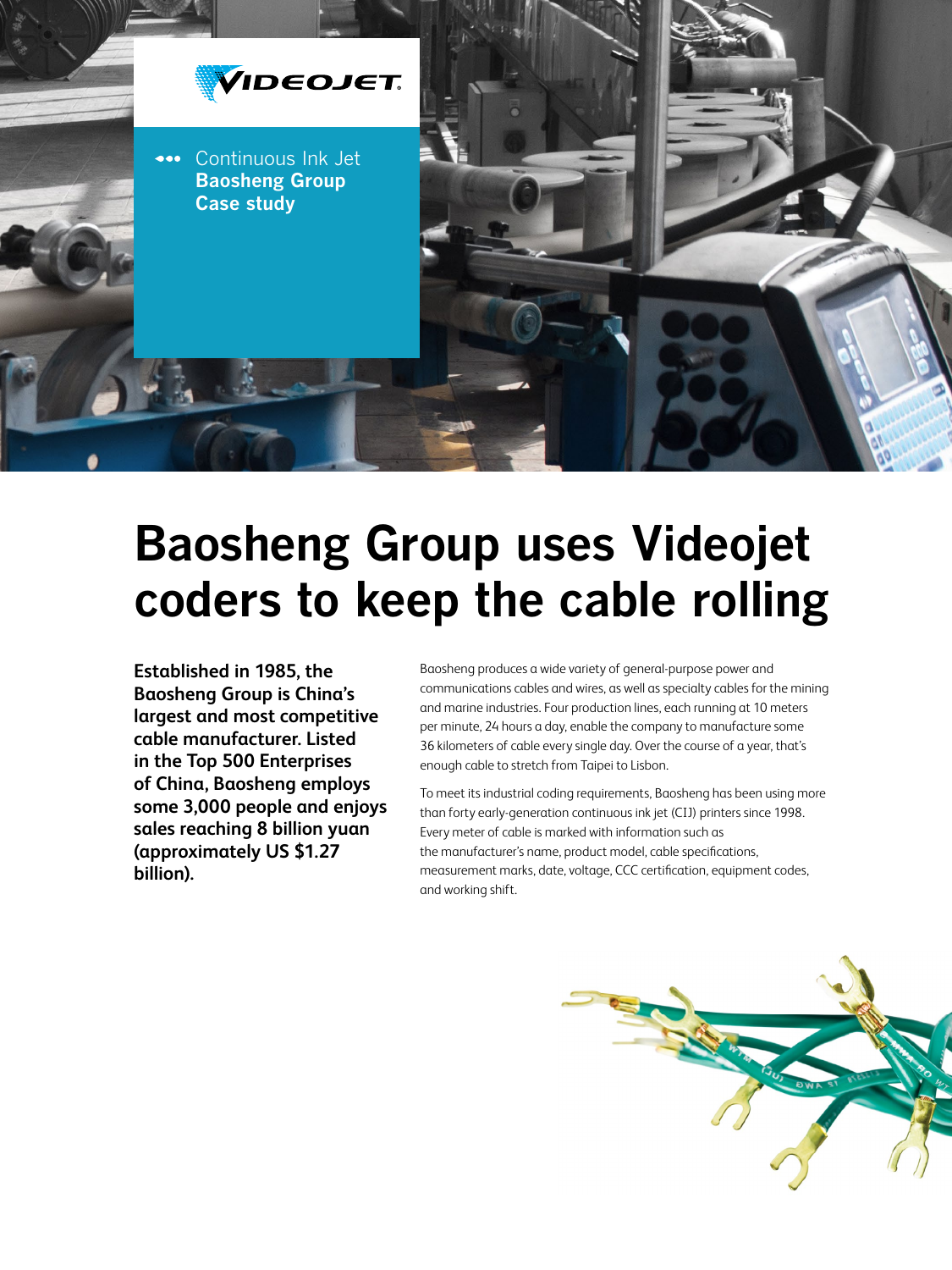Continuous Ink Jet
**Baosheng Group**
**Case study**

# Baosheng Group uses Videojet coders to keep the cable rolling

**Established in 1985, the Baosheng Group is China's largest and most competitive cable manufacturer. Listed in the Top 500 Enterprises of China, Baosheng employs some 3,000 people and enjoys sales reaching 8 billion yuan (approximately US $1.27 billion).**

Baosheng produces a wide variety of general-purpose power and communications cables and wires, as well as specialty cables for the mining and marine industries. Four production lines, each running at 10 meters per minute, 24 hours a day, enable the company to manufacture some 36 kilometers of cable every single day. Over the course of a year, that's enough cable to stretch from Taipei to Lisbon.

To meet its industrial coding requirements, Baosheng has been using more than forty early-generation continuous ink jet (CIJ) printers since 1998. Every meter of cable is marked with information such as the manufacturer's name, product model, cable specifications, measurement marks, date, voltage, CCC certification, equipment codes, and working shift.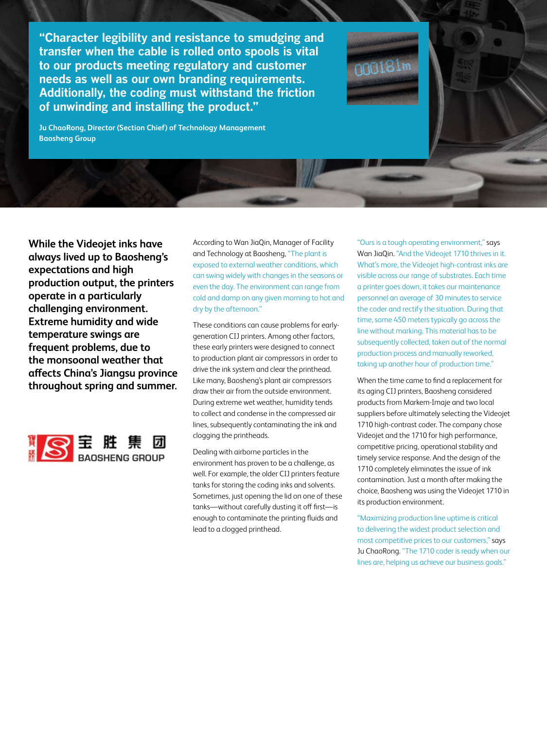> **"Character legibility and resistance to smudging and transfer when the cable is rolled onto spools is vital to our products meeting regulatory and customer needs as well as our own branding requirements. Additionally, the coding must withstand the friction of unwinding and installing the product."**
>
> **Ju ChaoRong, Director (Section Chief) of Technology Management**
> **Baosheng Group**

**While the Videojet inks have always lived up to Baosheng's expectations and high production output, the printers operate in a particularly challenging environment. Extreme humidity and wide temperature swings are frequent problems, due to the monsoonal weather that affects China's Jiangsu province throughout spring and summer.**

宝胜集团
BAOSHENG GROUP

According to Wan JiaQin, Manager of Facility and Technology at Baosheng, "The plant is exposed to external weather conditions, which can swing widely with changes in the seasons or even the day. The environment can range from cold and damp on any given morning to hot and dry by the afternoon."

These conditions can cause problems for early-generation CIJ printers. Among other factors, these early printers were designed to connect to production plant air compressors in order to drive the ink system and clear the printhead. Like many, Baosheng's plant air compressors draw their air from the outside environment. During extreme wet weather, humidity tends to collect and condense in the compressed air lines, subsequently contaminating the ink and clogging the printheads.

Dealing with airborne particles in the environment has proven to be a challenge, as well. For example, the older CIJ printers feature tanks for storing the coding inks and solvents. Sometimes, just opening the lid on one of these tanks—without carefully dusting it off first—is enough to contaminate the printing fluids and lead to a clogged printhead.

"Ours is a tough operating environment," says Wan JiaQin. "And the Videojet 1710 thrives in it. What's more, the Videojet high-contrast inks are visible across our range of substrates. Each time a printer goes down, it takes our maintenance personnel an average of 30 minutes to service the coder and rectify the situation. During that time, some 450 meters typically go across the line without marking. This material has to be subsequently collected, taken out of the normal production process and manually reworked, taking up another hour of production time."

When the time came to find a replacement for its aging CIJ printers, Baosheng considered products from Markem-Imaje and two local suppliers before ultimately selecting the Videojet 1710 high-contrast coder. The company chose Videojet and the 1710 for high performance, competitive pricing, operational stability and timely service response. And the design of the 1710 completely eliminates the issue of ink contamination. Just a month after making the choice, Baosheng was using the Videojet 1710 in its production environment.

"Maximizing production line uptime is critical to delivering the widest product selection and most competitive prices to our customers," says Ju ChaoRong. "The 1710 coder is ready when our lines are, helping us achieve our business goals."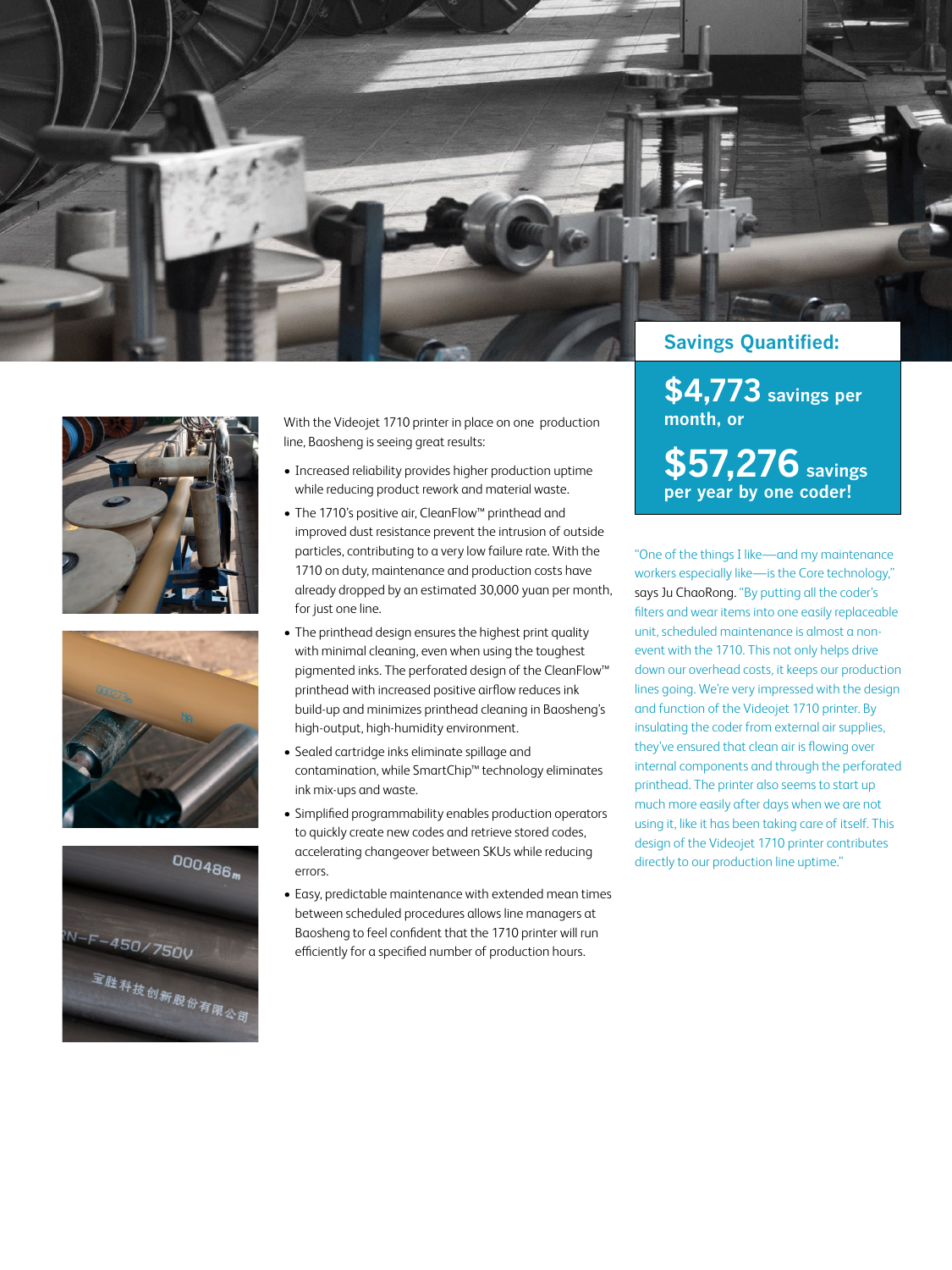With the Videojet 1710 printer in place on one production line, Baosheng is seeing great results:

- Increased reliability provides higher production uptime while reducing product rework and material waste.
- The 1710's positive air, CleanFlow™ printhead and improved dust resistance prevent the intrusion of outside particles, contributing to a very low failure rate. With the 1710 on duty, maintenance and production costs have already dropped by an estimated 30,000 yuan per month, for just one line.
- The printhead design ensures the highest print quality with minimal cleaning, even when using the toughest pigmented inks. The perforated design of the CleanFlow™ printhead with increased positive airflow reduces ink build-up and minimizes printhead cleaning in Baosheng's high-output, high-humidity environment.
- Sealed cartridge inks eliminate spillage and contamination, while SmartChip™ technology eliminates ink mix-ups and waste.
- Simplified programmability enables production operators to quickly create new codes and retrieve stored codes, accelerating changeover between SKUs while reducing errors.
- Easy, predictable maintenance with extended mean times between scheduled procedures allows line managers at Baosheng to feel confident that the 1710 printer will run efficiently for a specified number of production hours.

## Savings Quantified:

**$4,773 savings per month, or**

**$57,276 savings per year by one coder!**

"One of the things I like—and my maintenance workers especially like—is the Core technology," says Ju ChaoRong. "By putting all the coder's filters and wear items into one easily replaceable unit, scheduled maintenance is almost a non-event with the 1710. This not only helps drive down our overhead costs, it keeps our production lines going. We're very impressed with the design and function of the Videojet 1710 printer. By insulating the coder from external air supplies, they've ensured that clean air is flowing over internal components and through the perforated printhead. The printer also seems to start up much more easily after days when we are not using it, like it has been taking care of itself. This design of the Videojet 1710 printer contributes directly to our production line uptime."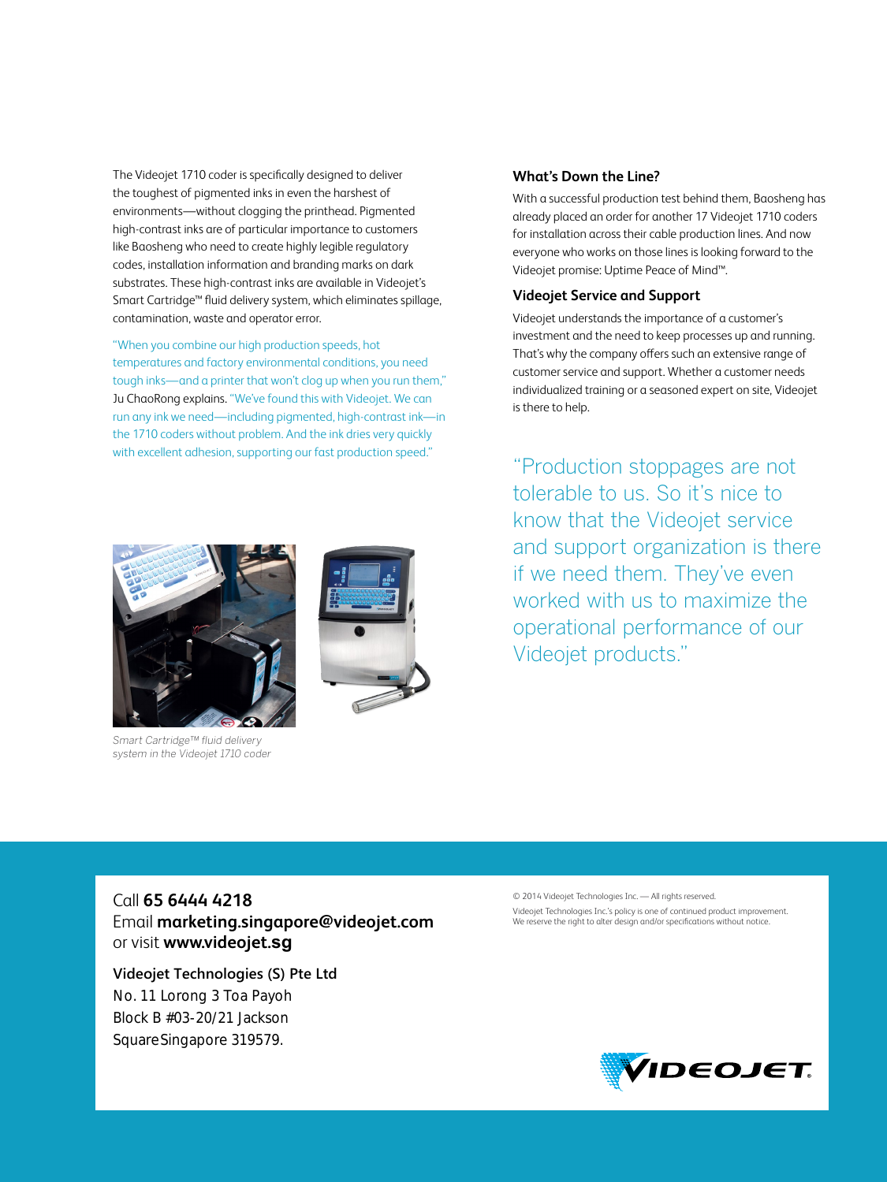The Videojet 1710 coder is specifically designed to deliver the toughest of pigmented inks in even the harshest of environments—without clogging the printhead. Pigmented high-contrast inks are of particular importance to customers like Baosheng who need to create highly legible regulatory codes, installation information and branding marks on dark substrates. These high-contrast inks are available in Videojet's Smart Cartridge™ fluid delivery system, which eliminates spillage, contamination, waste and operator error.

"When you combine our high production speeds, hot temperatures and factory environmental conditions, you need tough inks—and a printer that won't clog up when you run them," Ju ChaoRong explains. "We've found this with Videojet. We can run any ink we need—including pigmented, high-contrast ink—in the 1710 coders without problem. And the ink dries very quickly with excellent adhesion, supporting our fast production speed."

*Smart Cartridge™ fluid delivery system in the Videojet 1710 coder*

### What's Down the Line?

With a successful production test behind them, Baosheng has already placed an order for another 17 Videojet 1710 coders for installation across their cable production lines. And now everyone who works on those lines is looking forward to the Videojet promise: Uptime Peace of Mind™.

### Videojet Service and Support

Videojet understands the importance of a customer's investment and the need to keep processes up and running. That's why the company offers such an extensive range of customer service and support. Whether a customer needs individualized training or a seasoned expert on site, Videojet is there to help.

"Production stoppages are not tolerable to us. So it's nice to know that the Videojet service and support organization is there if we need them. They've even worked with us to maximize the operational performance of our Videojet products."

Call **65 6444 4218**
Email **marketing.singapore@videojet.com**
or visit **www.videojet.sg**

**Videojet Technologies (S) Pte Ltd**
No. 11 Lorong 3 Toa Payoh
Block B #03-20/21 Jackson
SquareSingapore 319579.

© 2014 Videojet Technologies Inc. — All rights reserved.

Videojet Technologies Inc.'s policy is one of continued product improvement. We reserve the right to alter design and/or specifications without notice.